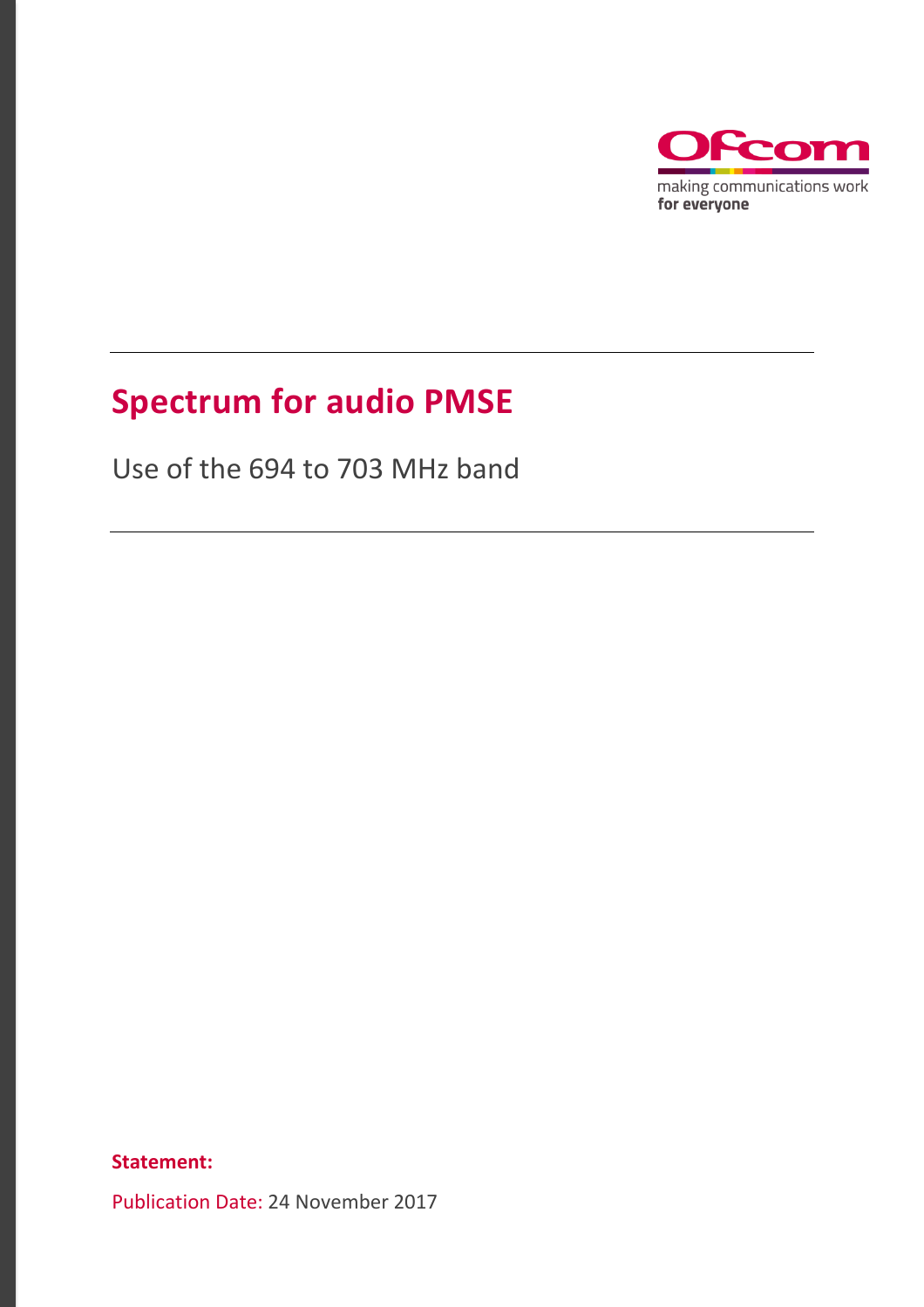Ofcom

making communications work
**for everyone**

# Spectrum for audio PMSE

Use of the 694 to 703 MHz band

**Statement:**

Publication Date: 24 November 2017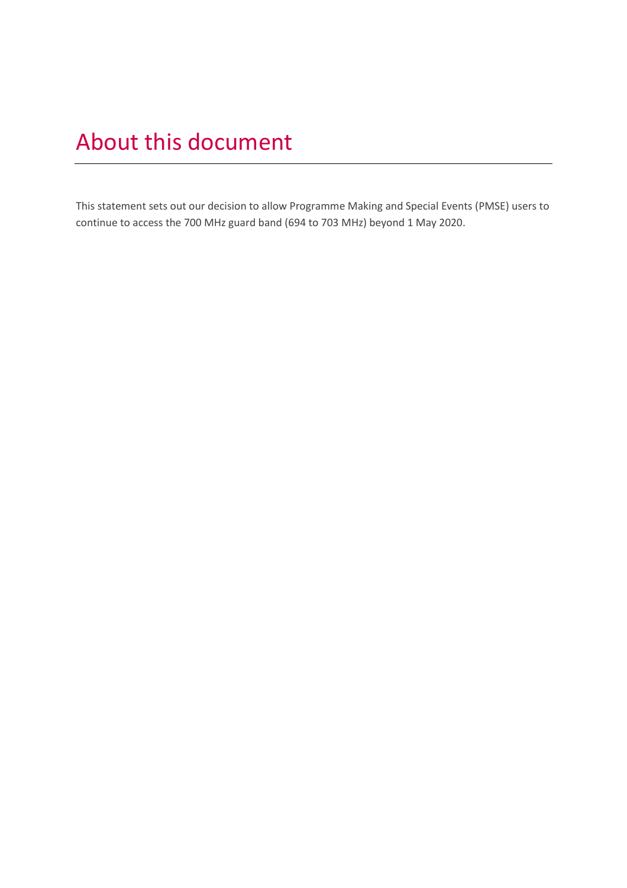# About this document

This statement sets out our decision to allow Programme Making and Special Events (PMSE) users to continue to access the 700 MHz guard band (694 to 703 MHz) beyond 1 May 2020.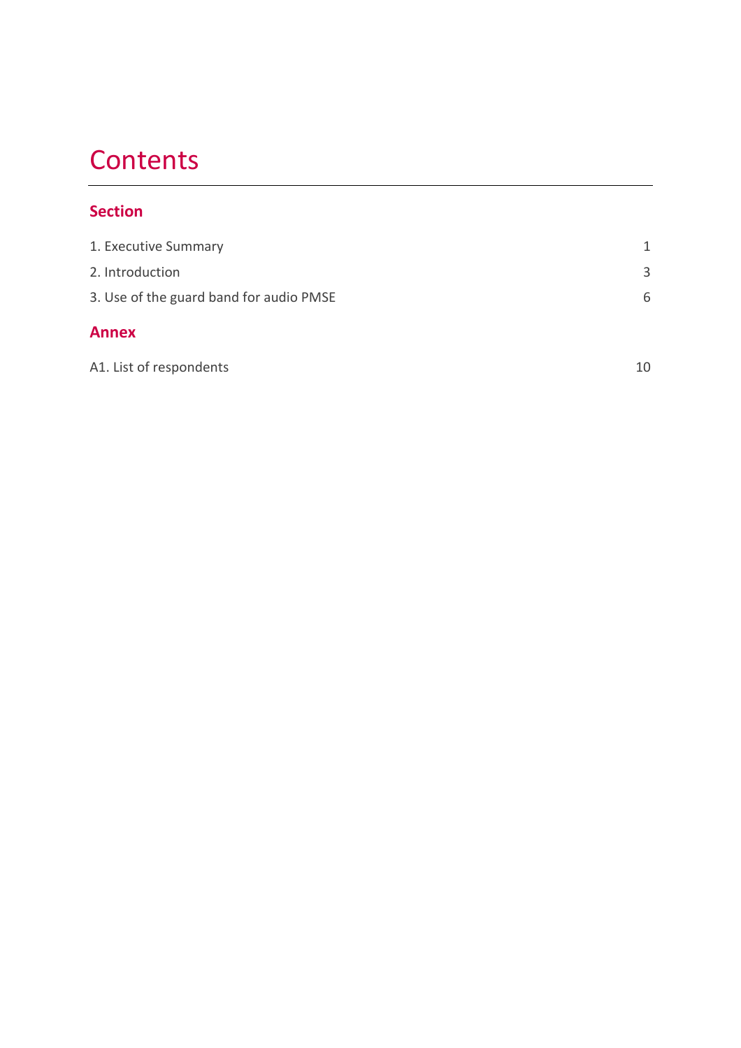# Contents

## Section

| | |
|---|---|
| 1. Executive Summary | 1 |
| 2. Introduction | 3 |
| 3. Use of the guard band for audio PMSE | 6 |

## Annex

| | |
|---|---|
| A1. List of respondents | 10 |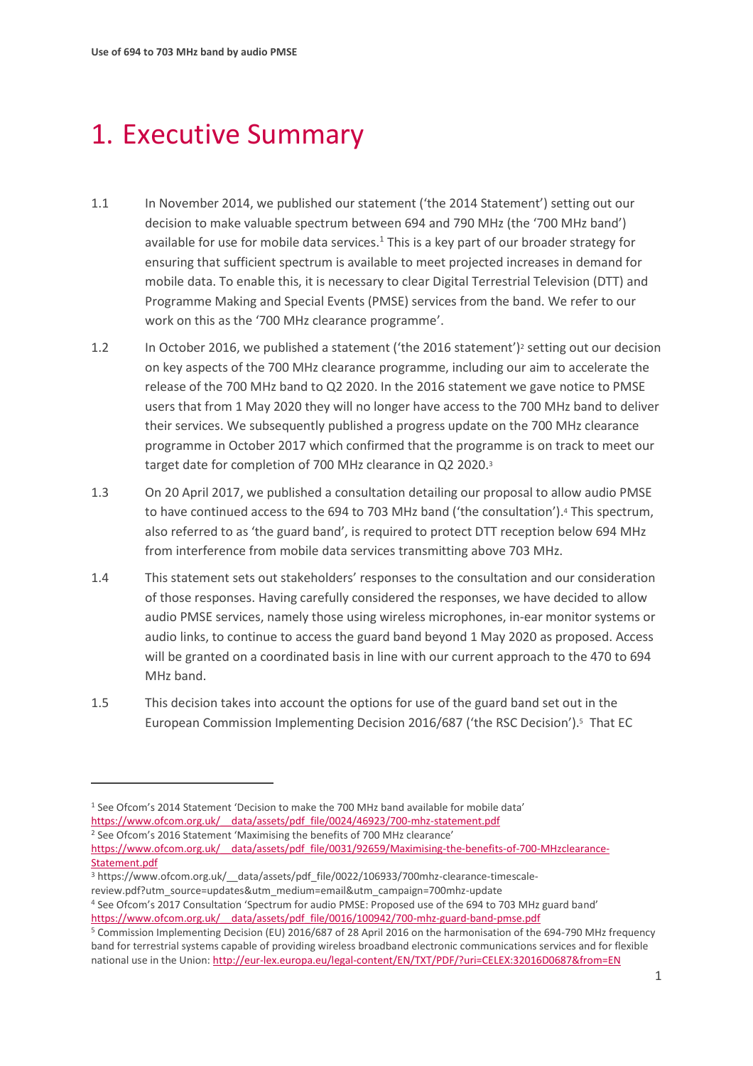# 1. Executive Summary

1.1 In November 2014, we published our statement ('the 2014 Statement') setting out our decision to make valuable spectrum between 694 and 790 MHz (the '700 MHz band') available for use for mobile data services.[1] This is a key part of our broader strategy for ensuring that sufficient spectrum is available to meet projected increases in demand for mobile data. To enable this, it is necessary to clear Digital Terrestrial Television (DTT) and Programme Making and Special Events (PMSE) services from the band. We refer to our work on this as the '700 MHz clearance programme'.

1.2 In October 2016, we published a statement ('the 2016 statement')[2] setting out our decision on key aspects of the 700 MHz clearance programme, including our aim to accelerate the release of the 700 MHz band to Q2 2020. In the 2016 statement we gave notice to PMSE users that from 1 May 2020 they will no longer have access to the 700 MHz band to deliver their services. We subsequently published a progress update on the 700 MHz clearance programme in October 2017 which confirmed that the programme is on track to meet our target date for completion of 700 MHz clearance in Q2 2020.[3]

1.3 On 20 April 2017, we published a consultation detailing our proposal to allow audio PMSE to have continued access to the 694 to 703 MHz band ('the consultation').[4] This spectrum, also referred to as 'the guard band', is required to protect DTT reception below 694 MHz from interference from mobile data services transmitting above 703 MHz.

1.4 This statement sets out stakeholders' responses to the consultation and our consideration of those responses. Having carefully considered the responses, we have decided to allow audio PMSE services, namely those using wireless microphones, in-ear monitor systems or audio links, to continue to access the guard band beyond 1 May 2020 as proposed. Access will be granted on a coordinated basis in line with our current approach to the 470 to 694 MHz band.

1.5 This decision takes into account the options for use of the guard band set out in the European Commission Implementing Decision 2016/687 ('the RSC Decision').[5] That EC

---

[1] See Ofcom's 2014 Statement 'Decision to make the 700 MHz band available for mobile data' https://www.ofcom.org.uk/__data/assets/pdf_file/0024/46923/700-mhz-statement.pdf

[2] See Ofcom's 2016 Statement 'Maximising the benefits of 700 MHz clearance' https://www.ofcom.org.uk/__data/assets/pdf_file/0031/92659/Maximising-the-benefits-of-700-MHzclearance-Statement.pdf

[3] https://www.ofcom.org.uk/__data/assets/pdf_file/0022/106933/700mhz-clearance-timescale-review.pdf?utm_source=updates&utm_medium=email&utm_campaign=700mhz-update

[4] See Ofcom's 2017 Consultation 'Spectrum for audio PMSE: Proposed use of the 694 to 703 MHz guard band' https://www.ofcom.org.uk/__data/assets/pdf_file/0016/100942/700-mhz-guard-band-pmse.pdf

[5] Commission Implementing Decision (EU) 2016/687 of 28 April 2016 on the harmonisation of the 694-790 MHz frequency band for terrestrial systems capable of providing wireless broadband electronic communications services and for flexible national use in the Union: http://eur-lex.europa.eu/legal-content/EN/TXT/PDF/?uri=CELEX:32016D0687&from=EN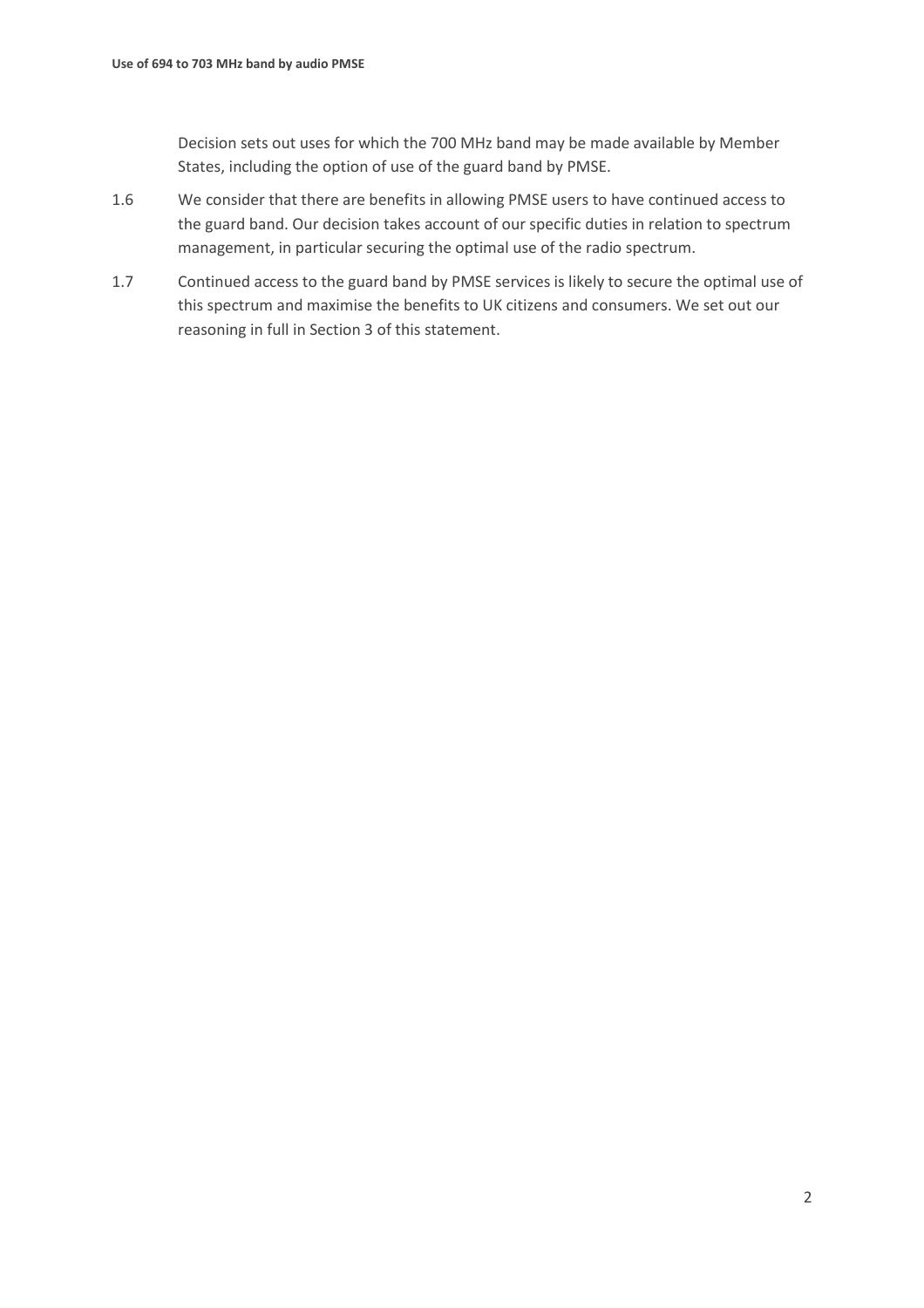Decision sets out uses for which the 700 MHz band may be made available by Member States, including the option of use of the guard band by PMSE.

1.6 We consider that there are benefits in allowing PMSE users to have continued access to the guard band. Our decision takes account of our specific duties in relation to spectrum management, in particular securing the optimal use of the radio spectrum.

1.7 Continued access to the guard band by PMSE services is likely to secure the optimal use of this spectrum and maximise the benefits to UK citizens and consumers. We set out our reasoning in full in Section 3 of this statement.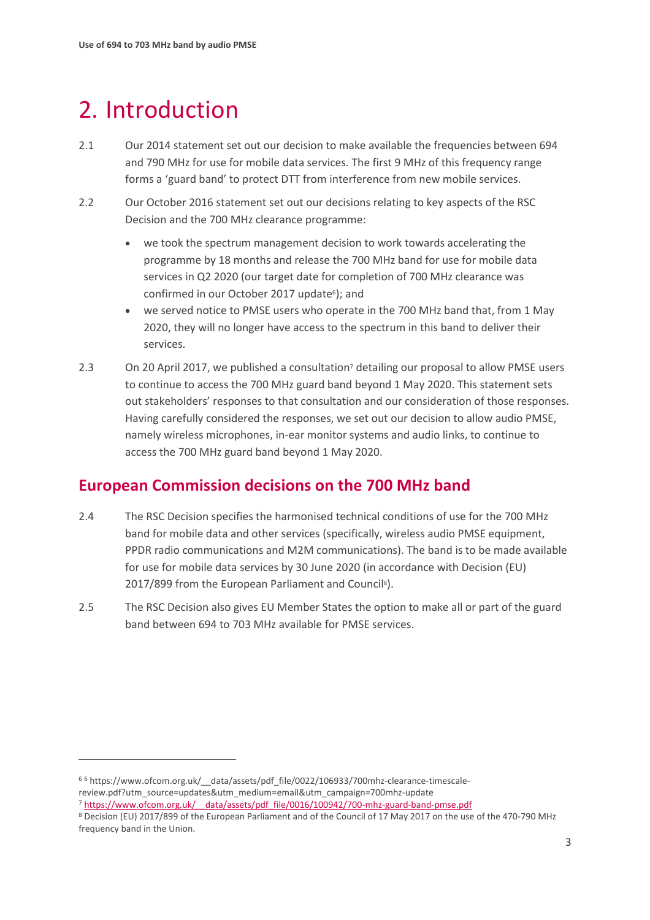# 2. Introduction

2.1 Our 2014 statement set out our decision to make available the frequencies between 694 and 790 MHz for use for mobile data services. The first 9 MHz of this frequency range forms a 'guard band' to protect DTT from interference from new mobile services.

2.2 Our October 2016 statement set out our decisions relating to key aspects of the RSC Decision and the 700 MHz clearance programme:

- we took the spectrum management decision to work towards accelerating the programme by 18 months and release the 700 MHz band for use for mobile data services in Q2 2020 (our target date for completion of 700 MHz clearance was confirmed in our October 2017 update[6]); and
- we served notice to PMSE users who operate in the 700 MHz band that, from 1 May 2020, they will no longer have access to the spectrum in this band to deliver their services.

2.3 On 20 April 2017, we published a consultation[7] detailing our proposal to allow PMSE users to continue to access the 700 MHz guard band beyond 1 May 2020. This statement sets out stakeholders' responses to that consultation and our consideration of those responses. Having carefully considered the responses, we set out our decision to allow audio PMSE, namely wireless microphones, in-ear monitor systems and audio links, to continue to access the 700 MHz guard band beyond 1 May 2020.

## European Commission decisions on the 700 MHz band

2.4 The RSC Decision specifies the harmonised technical conditions of use for the 700 MHz band for mobile data and other services (specifically, wireless audio PMSE equipment, PPDR radio communications and M2M communications). The band is to be made available for use for mobile data services by 30 June 2020 (in accordance with Decision (EU) 2017/899 from the European Parliament and Council[8]).

2.5 The RSC Decision also gives EU Member States the option to make all or part of the guard band between 694 to 703 MHz available for PMSE services.

---

[6] [6] https://www.ofcom.org.uk/__data/assets/pdf_file/0022/106933/700mhz-clearance-timescale-review.pdf?utm_source=updates&utm_medium=email&utm_campaign=700mhz-update

[7] https://www.ofcom.org.uk/__data/assets/pdf_file/0016/100942/700-mhz-guard-band-pmse.pdf

[8] Decision (EU) 2017/899 of the European Parliament and of the Council of 17 May 2017 on the use of the 470-790 MHz frequency band in the Union.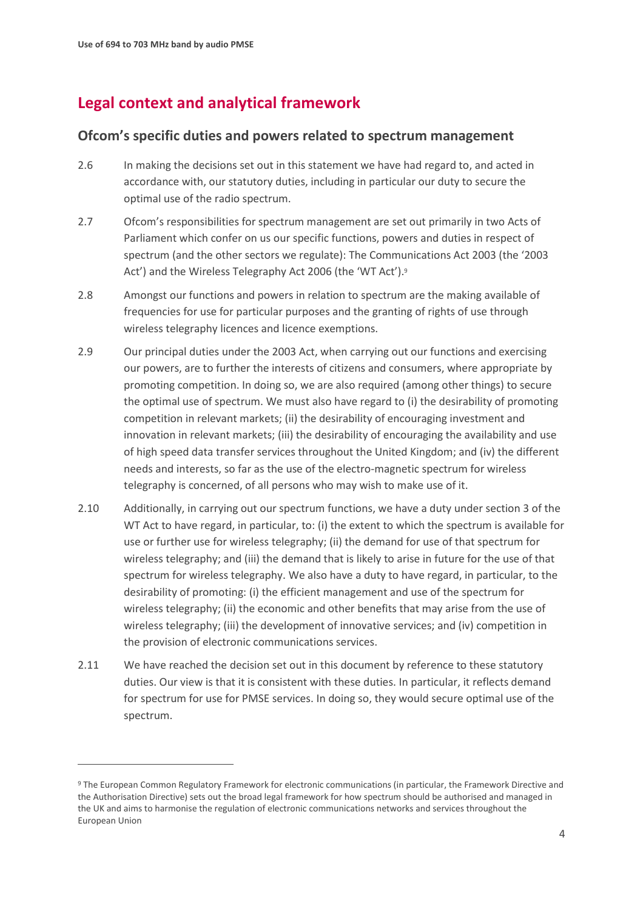## Legal context and analytical framework

### Ofcom's specific duties and powers related to spectrum management

2.6 In making the decisions set out in this statement we have had regard to, and acted in accordance with, our statutory duties, including in particular our duty to secure the optimal use of the radio spectrum.

2.7 Ofcom's responsibilities for spectrum management are set out primarily in two Acts of Parliament which confer on us our specific functions, powers and duties in respect of spectrum (and the other sectors we regulate): The Communications Act 2003 (the '2003 Act') and the Wireless Telegraphy Act 2006 (the 'WT Act').[9]

2.8 Amongst our functions and powers in relation to spectrum are the making available of frequencies for use for particular purposes and the granting of rights of use through wireless telegraphy licences and licence exemptions.

2.9 Our principal duties under the 2003 Act, when carrying out our functions and exercising our powers, are to further the interests of citizens and consumers, where appropriate by promoting competition. In doing so, we are also required (among other things) to secure the optimal use of spectrum. We must also have regard to (i) the desirability of promoting competition in relevant markets; (ii) the desirability of encouraging investment and innovation in relevant markets; (iii) the desirability of encouraging the availability and use of high speed data transfer services throughout the United Kingdom; and (iv) the different needs and interests, so far as the use of the electro-magnetic spectrum for wireless telegraphy is concerned, of all persons who may wish to make use of it.

2.10 Additionally, in carrying out our spectrum functions, we have a duty under section 3 of the WT Act to have regard, in particular, to: (i) the extent to which the spectrum is available for use or further use for wireless telegraphy; (ii) the demand for use of that spectrum for wireless telegraphy; and (iii) the demand that is likely to arise in future for the use of that spectrum for wireless telegraphy. We also have a duty to have regard, in particular, to the desirability of promoting: (i) the efficient management and use of the spectrum for wireless telegraphy; (ii) the economic and other benefits that may arise from the use of wireless telegraphy; (iii) the development of innovative services; and (iv) competition in the provision of electronic communications services.

2.11 We have reached the decision set out in this document by reference to these statutory duties. Our view is that it is consistent with these duties. In particular, it reflects demand for spectrum for use for PMSE services. In doing so, they would secure optimal use of the spectrum.

---

[9] The European Common Regulatory Framework for electronic communications (in particular, the Framework Directive and the Authorisation Directive) sets out the broad legal framework for how spectrum should be authorised and managed in the UK and aims to harmonise the regulation of electronic communications networks and services throughout the European Union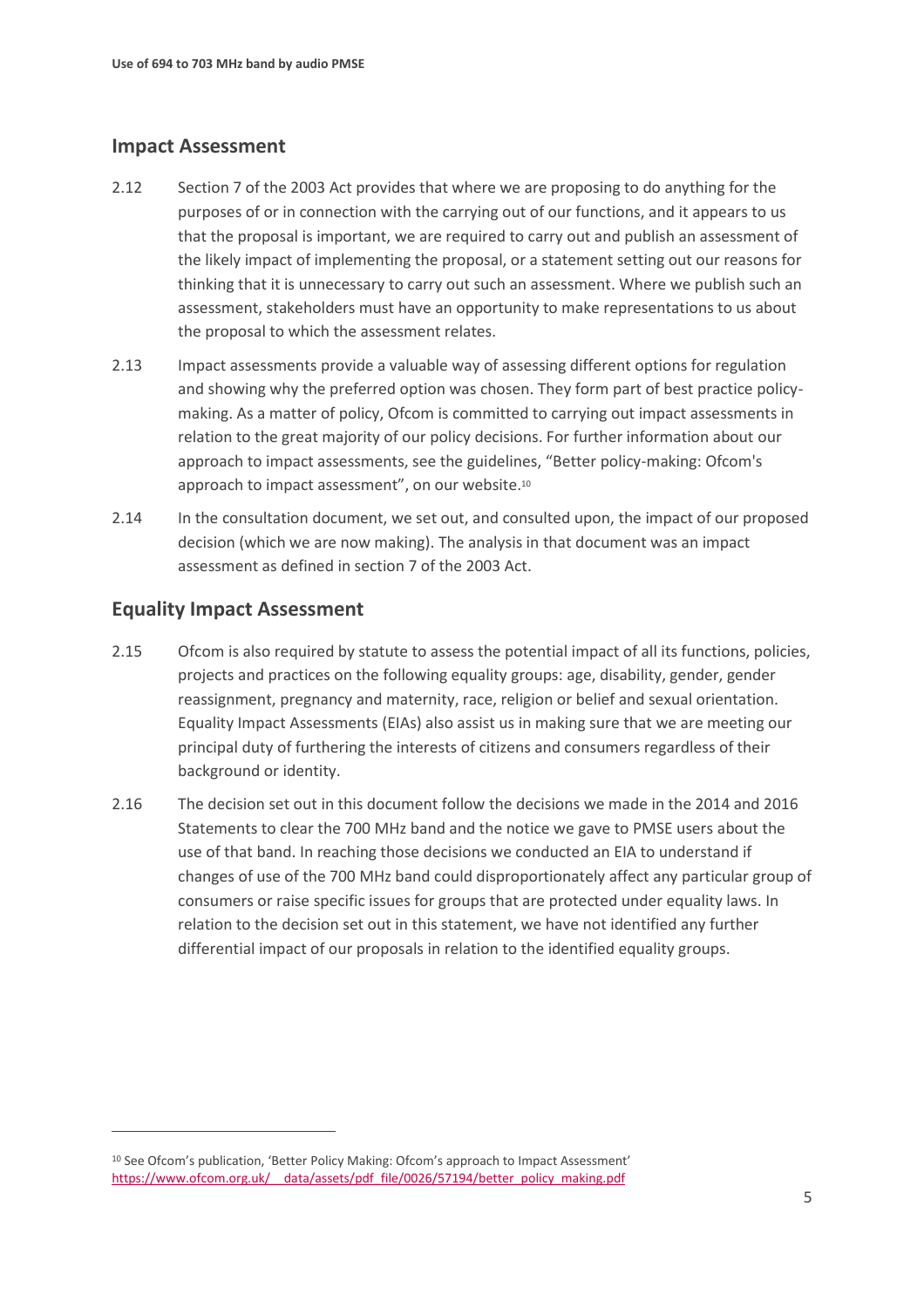## Impact Assessment

2.12 Section 7 of the 2003 Act provides that where we are proposing to do anything for the purposes of or in connection with the carrying out of our functions, and it appears to us that the proposal is important, we are required to carry out and publish an assessment of the likely impact of implementing the proposal, or a statement setting out our reasons for thinking that it is unnecessary to carry out such an assessment. Where we publish such an assessment, stakeholders must have an opportunity to make representations to us about the proposal to which the assessment relates.

2.13 Impact assessments provide a valuable way of assessing different options for regulation and showing why the preferred option was chosen. They form part of best practice policy-making. As a matter of policy, Ofcom is committed to carrying out impact assessments in relation to the great majority of our policy decisions. For further information about our approach to impact assessments, see the guidelines, "Better policy-making: Ofcom's approach to impact assessment", on our website.[10]

2.14 In the consultation document, we set out, and consulted upon, the impact of our proposed decision (which we are now making). The analysis in that document was an impact assessment as defined in section 7 of the 2003 Act.

## Equality Impact Assessment

2.15 Ofcom is also required by statute to assess the potential impact of all its functions, policies, projects and practices on the following equality groups: age, disability, gender, gender reassignment, pregnancy and maternity, race, religion or belief and sexual orientation. Equality Impact Assessments (EIAs) also assist us in making sure that we are meeting our principal duty of furthering the interests of citizens and consumers regardless of their background or identity.

2.16 The decision set out in this document follow the decisions we made in the 2014 and 2016 Statements to clear the 700 MHz band and the notice we gave to PMSE users about the use of that band. In reaching those decisions we conducted an EIA to understand if changes of use of the 700 MHz band could disproportionately affect any particular group of consumers or raise specific issues for groups that are protected under equality laws. In relation to the decision set out in this statement, we have not identified any further differential impact of our proposals in relation to the identified equality groups.

---

[10] See Ofcom's publication, 'Better Policy Making: Ofcom's approach to Impact Assessment' https://www.ofcom.org.uk/__data/assets/pdf_file/0026/57194/better_policy_making.pdf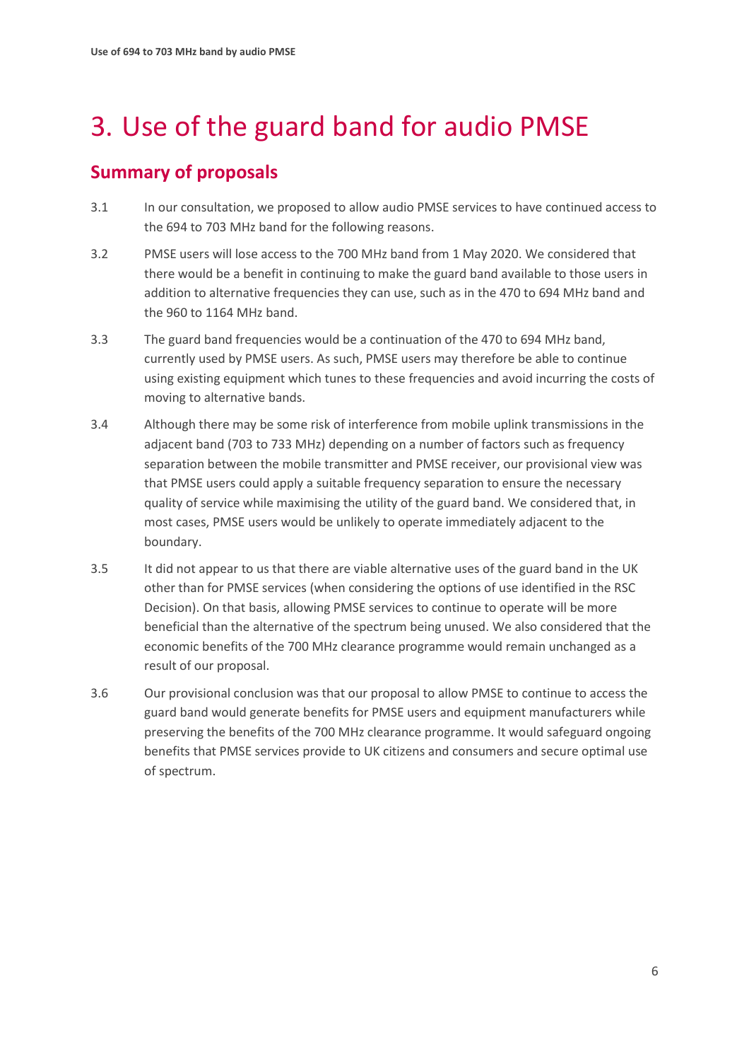# 3. Use of the guard band for audio PMSE

## Summary of proposals

3.1 In our consultation, we proposed to allow audio PMSE services to have continued access to the 694 to 703 MHz band for the following reasons.

3.2 PMSE users will lose access to the 700 MHz band from 1 May 2020. We considered that there would be a benefit in continuing to make the guard band available to those users in addition to alternative frequencies they can use, such as in the 470 to 694 MHz band and the 960 to 1164 MHz band.

3.3 The guard band frequencies would be a continuation of the 470 to 694 MHz band, currently used by PMSE users. As such, PMSE users may therefore be able to continue using existing equipment which tunes to these frequencies and avoid incurring the costs of moving to alternative bands.

3.4 Although there may be some risk of interference from mobile uplink transmissions in the adjacent band (703 to 733 MHz) depending on a number of factors such as frequency separation between the mobile transmitter and PMSE receiver, our provisional view was that PMSE users could apply a suitable frequency separation to ensure the necessary quality of service while maximising the utility of the guard band. We considered that, in most cases, PMSE users would be unlikely to operate immediately adjacent to the boundary.

3.5 It did not appear to us that there are viable alternative uses of the guard band in the UK other than for PMSE services (when considering the options of use identified in the RSC Decision). On that basis, allowing PMSE services to continue to operate will be more beneficial than the alternative of the spectrum being unused. We also considered that the economic benefits of the 700 MHz clearance programme would remain unchanged as a result of our proposal.

3.6 Our provisional conclusion was that our proposal to allow PMSE to continue to access the guard band would generate benefits for PMSE users and equipment manufacturers while preserving the benefits of the 700 MHz clearance programme. It would safeguard ongoing benefits that PMSE services provide to UK citizens and consumers and secure optimal use of spectrum.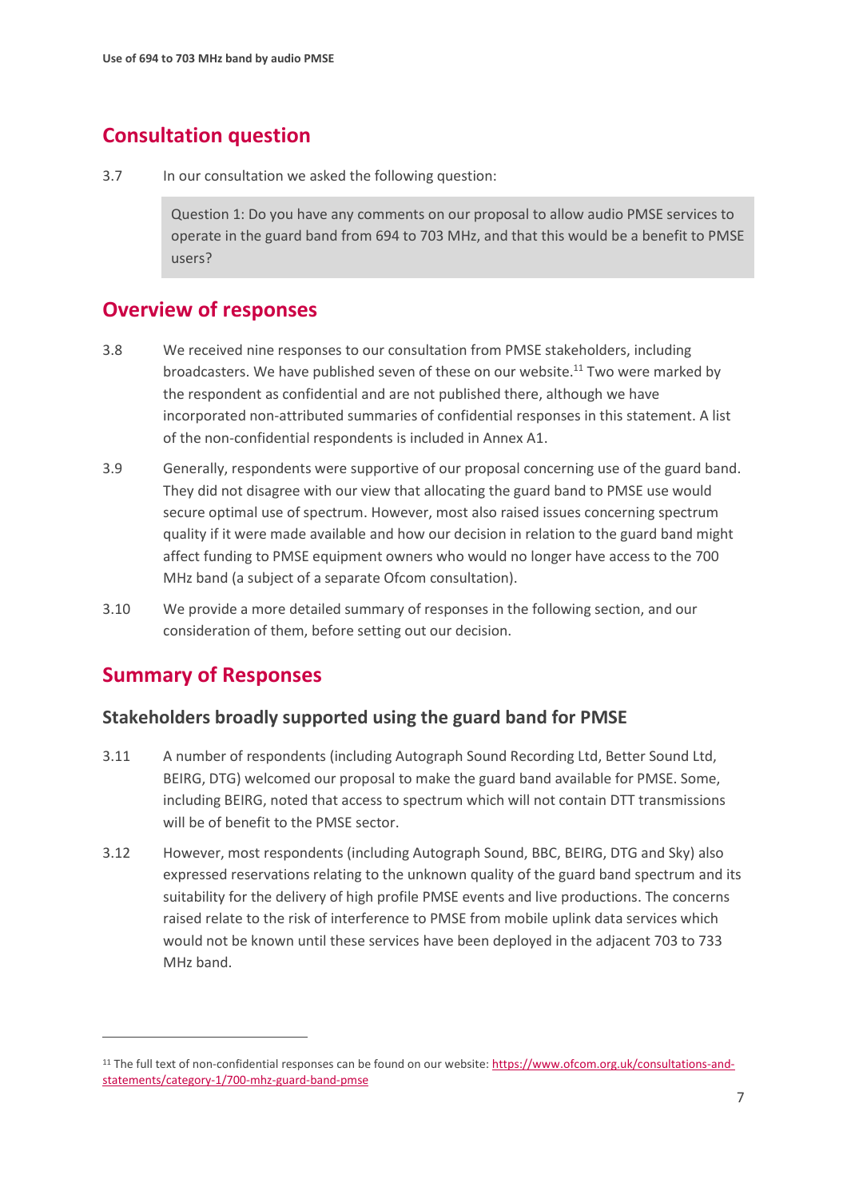## Consultation question

3.7 In our consultation we asked the following question:

> Question 1: Do you have any comments on our proposal to allow audio PMSE services to operate in the guard band from 694 to 703 MHz, and that this would be a benefit to PMSE users?

## Overview of responses

3.8 We received nine responses to our consultation from PMSE stakeholders, including broadcasters. We have published seven of these on our website.[11] Two were marked by the respondent as confidential and are not published there, although we have incorporated non-attributed summaries of confidential responses in this statement. A list of the non-confidential respondents is included in Annex A1.

3.9 Generally, respondents were supportive of our proposal concerning use of the guard band. They did not disagree with our view that allocating the guard band to PMSE use would secure optimal use of spectrum. However, most also raised issues concerning spectrum quality if it were made available and how our decision in relation to the guard band might affect funding to PMSE equipment owners who would no longer have access to the 700 MHz band (a subject of a separate Ofcom consultation).

3.10 We provide a more detailed summary of responses in the following section, and our consideration of them, before setting out our decision.

## Summary of Responses

### Stakeholders broadly supported using the guard band for PMSE

3.11 A number of respondents (including Autograph Sound Recording Ltd, Better Sound Ltd, BEIRG, DTG) welcomed our proposal to make the guard band available for PMSE. Some, including BEIRG, noted that access to spectrum which will not contain DTT transmissions will be of benefit to the PMSE sector.

3.12 However, most respondents (including Autograph Sound, BBC, BEIRG, DTG and Sky) also expressed reservations relating to the unknown quality of the guard band spectrum and its suitability for the delivery of high profile PMSE events and live productions. The concerns raised relate to the risk of interference to PMSE from mobile uplink data services which would not be known until these services have been deployed in the adjacent 703 to 733 MHz band.

---

[11] The full text of non-confidential responses can be found on our website: [https://www.ofcom.org.uk/consultations-and-statements/category-1/700-mhz-guard-band-pmse](https://www.ofcom.org.uk/consultations-and-statements/category-1/700-mhz-guard-band-pmse)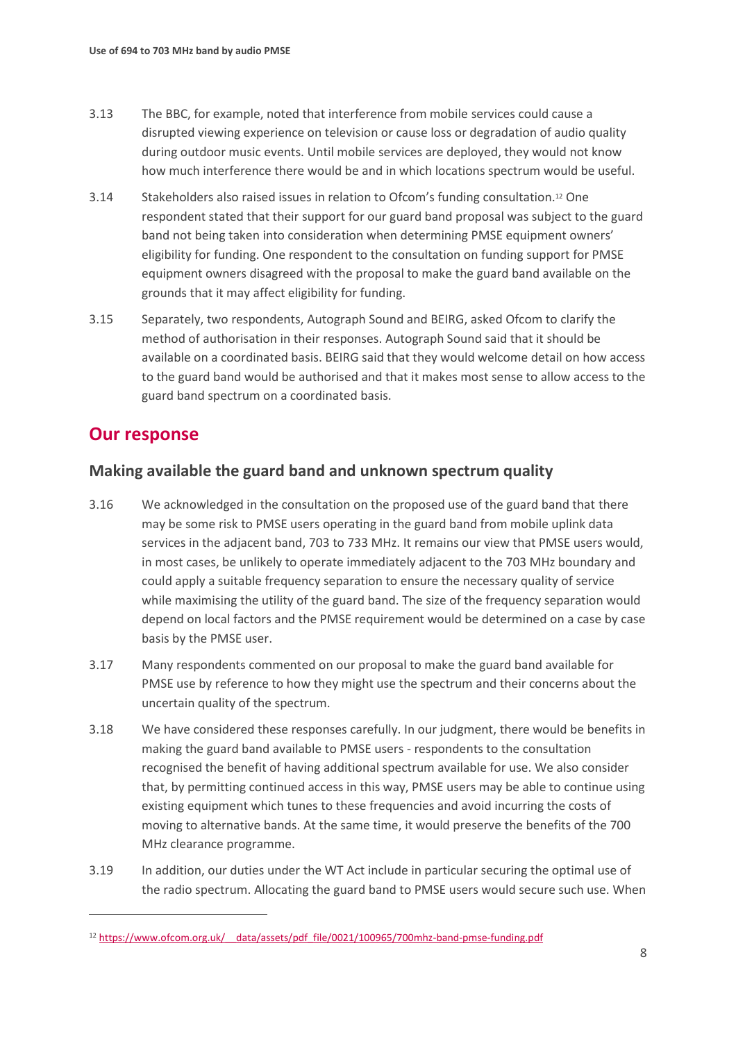3.13 The BBC, for example, noted that interference from mobile services could cause a disrupted viewing experience on television or cause loss or degradation of audio quality during outdoor music events. Until mobile services are deployed, they would not know how much interference there would be and in which locations spectrum would be useful.

3.14 Stakeholders also raised issues in relation to Ofcom's funding consultation.[12] One respondent stated that their support for our guard band proposal was subject to the guard band not being taken into consideration when determining PMSE equipment owners' eligibility for funding. One respondent to the consultation on funding support for PMSE equipment owners disagreed with the proposal to make the guard band available on the grounds that it may affect eligibility for funding.

3.15 Separately, two respondents, Autograph Sound and BEIRG, asked Ofcom to clarify the method of authorisation in their responses. Autograph Sound said that it should be available on a coordinated basis. BEIRG said that they would welcome detail on how access to the guard band would be authorised and that it makes most sense to allow access to the guard band spectrum on a coordinated basis.

## Our response

### Making available the guard band and unknown spectrum quality

3.16 We acknowledged in the consultation on the proposed use of the guard band that there may be some risk to PMSE users operating in the guard band from mobile uplink data services in the adjacent band, 703 to 733 MHz. It remains our view that PMSE users would, in most cases, be unlikely to operate immediately adjacent to the 703 MHz boundary and could apply a suitable frequency separation to ensure the necessary quality of service while maximising the utility of the guard band. The size of the frequency separation would depend on local factors and the PMSE requirement would be determined on a case by case basis by the PMSE user.

3.17 Many respondents commented on our proposal to make the guard band available for PMSE use by reference to how they might use the spectrum and their concerns about the uncertain quality of the spectrum.

3.18 We have considered these responses carefully. In our judgment, there would be benefits in making the guard band available to PMSE users - respondents to the consultation recognised the benefit of having additional spectrum available for use. We also consider that, by permitting continued access in this way, PMSE users may be able to continue using existing equipment which tunes to these frequencies and avoid incurring the costs of moving to alternative bands. At the same time, it would preserve the benefits of the 700 MHz clearance programme.

3.19 In addition, our duties under the WT Act include in particular securing the optimal use of the radio spectrum. Allocating the guard band to PMSE users would secure such use. When

[12] https://www.ofcom.org.uk/__data/assets/pdf_file/0021/100965/700mhz-band-pmse-funding.pdf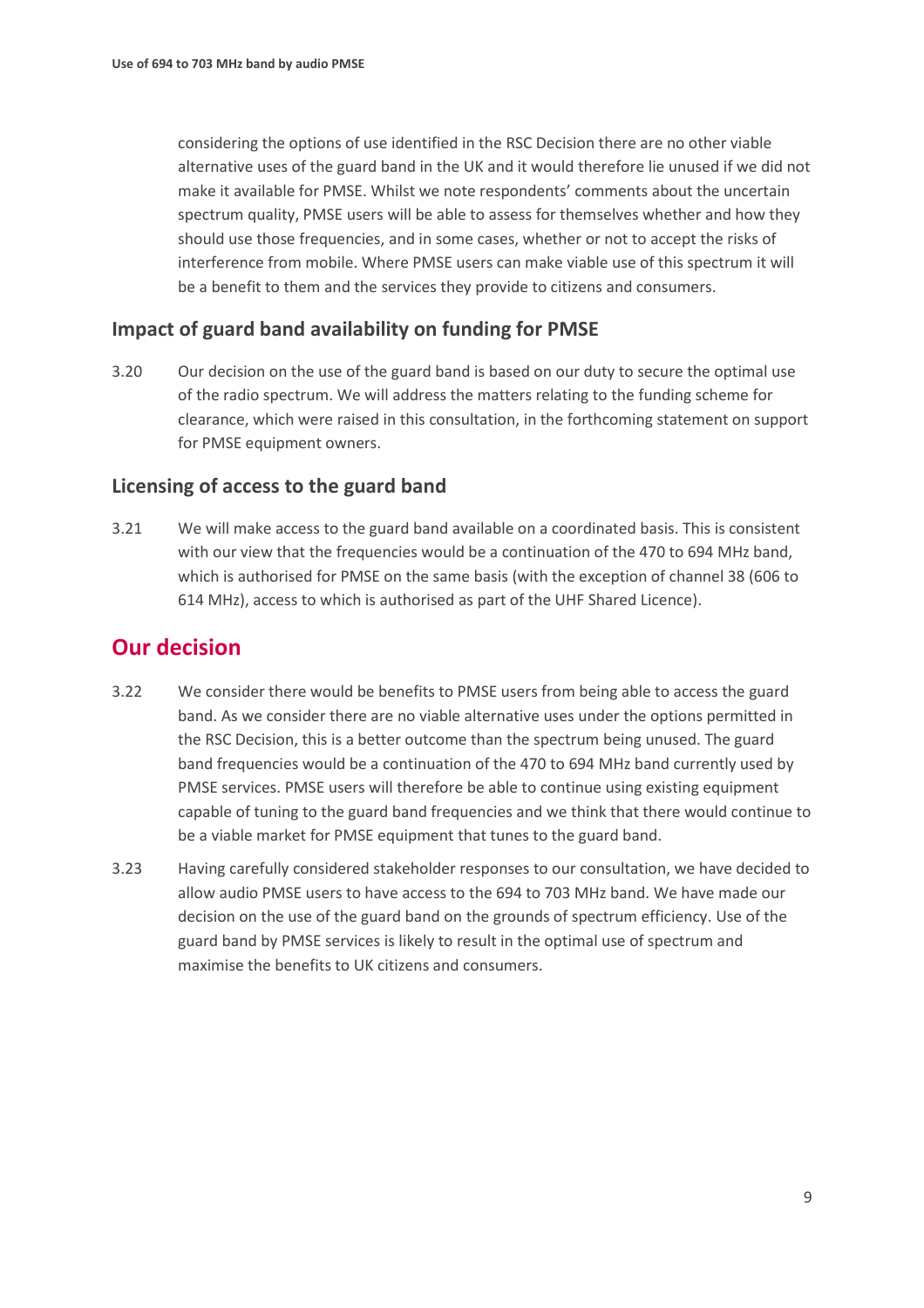considering the options of use identified in the RSC Decision there are no other viable alternative uses of the guard band in the UK and it would therefore lie unused if we did not make it available for PMSE. Whilst we note respondents' comments about the uncertain spectrum quality, PMSE users will be able to assess for themselves whether and how they should use those frequencies, and in some cases, whether or not to accept the risks of interference from mobile. Where PMSE users can make viable use of this spectrum it will be a benefit to them and the services they provide to citizens and consumers.

### Impact of guard band availability on funding for PMSE

3.20 Our decision on the use of the guard band is based on our duty to secure the optimal use of the radio spectrum. We will address the matters relating to the funding scheme for clearance, which were raised in this consultation, in the forthcoming statement on support for PMSE equipment owners.

### Licensing of access to the guard band

3.21 We will make access to the guard band available on a coordinated basis. This is consistent with our view that the frequencies would be a continuation of the 470 to 694 MHz band, which is authorised for PMSE on the same basis (with the exception of channel 38 (606 to 614 MHz), access to which is authorised as part of the UHF Shared Licence).

## Our decision

3.22 We consider there would be benefits to PMSE users from being able to access the guard band. As we consider there are no viable alternative uses under the options permitted in the RSC Decision, this is a better outcome than the spectrum being unused. The guard band frequencies would be a continuation of the 470 to 694 MHz band currently used by PMSE services. PMSE users will therefore be able to continue using existing equipment capable of tuning to the guard band frequencies and we think that there would continue to be a viable market for PMSE equipment that tunes to the guard band.

3.23 Having carefully considered stakeholder responses to our consultation, we have decided to allow audio PMSE users to have access to the 694 to 703 MHz band. We have made our decision on the use of the guard band on the grounds of spectrum efficiency. Use of the guard band by PMSE services is likely to result in the optimal use of spectrum and maximise the benefits to UK citizens and consumers.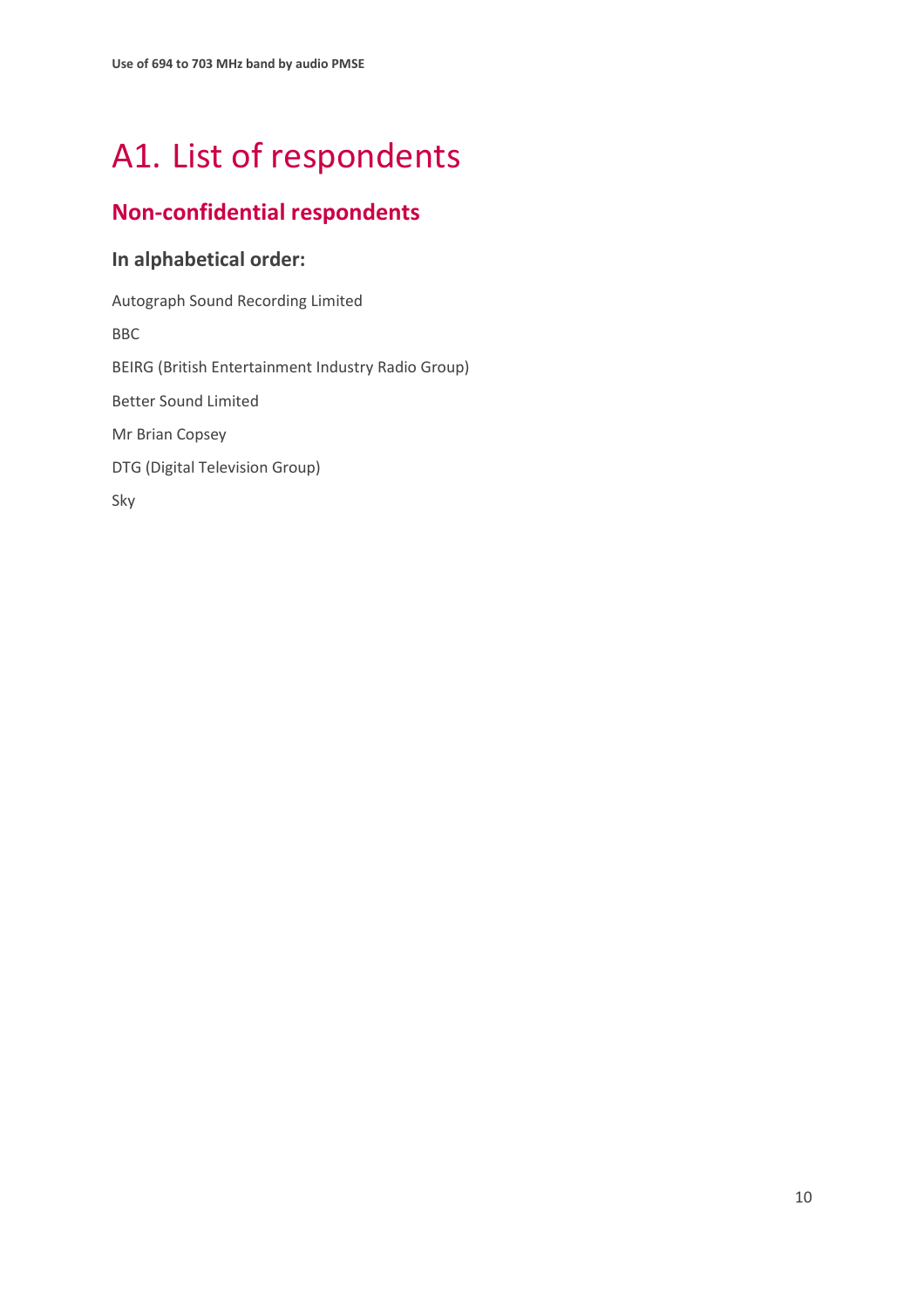# A1. List of respondents

## Non-confidential respondents

### In alphabetical order:

Autograph Sound Recording Limited

BBC

BEIRG (British Entertainment Industry Radio Group)

Better Sound Limited

Mr Brian Copsey

DTG (Digital Television Group)

Sky